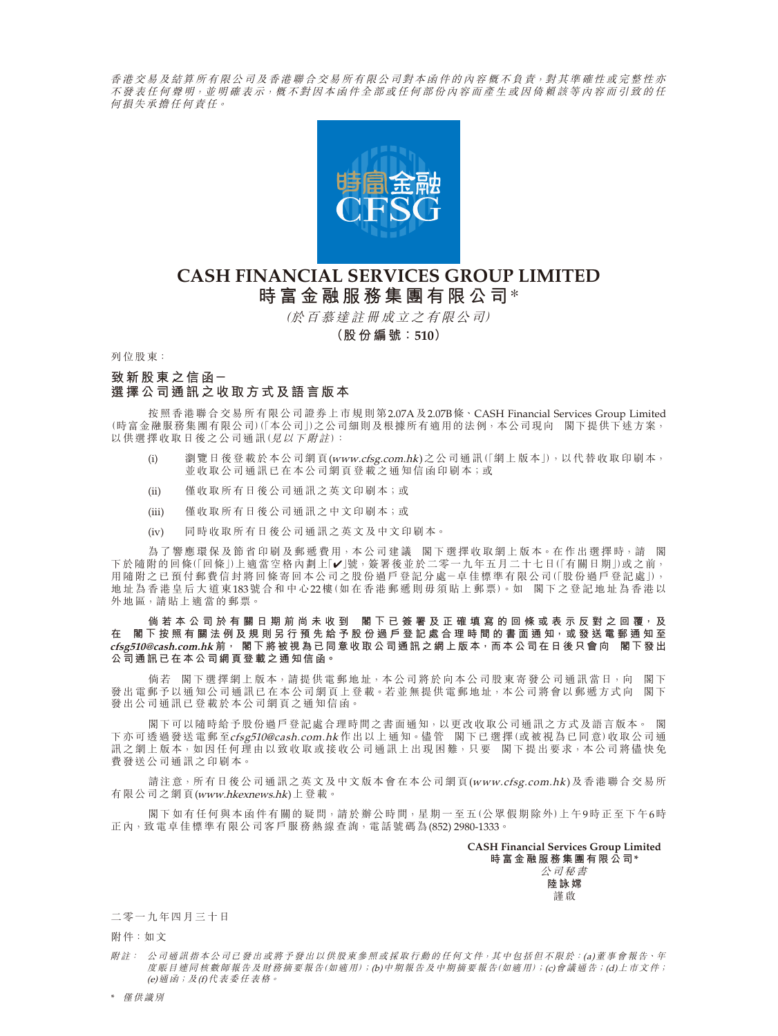*香港交易及結算所有限公司及香港聯合交易所有限公司對本函件的內容概不負責，對其準確性或完整性亦不發表任何聲明，並明確表示，概不對因本函件全部或任何部份內容而產生或因倚賴該等內容而引致的任何損失承擔任何責任。*

# CASH FINANCIAL SERVICES GROUP LIMITED
# 時富金融服務集團有限公司*

*（於百慕達註冊成立之有限公司）*

**（股份編號：510）**

列位股東：

## 致新股東之信函－選擇公司通訊之收取方式及語言版本

按照香港聯合交易所有限公司證券上市規則第2.07A及2.07B條、CASH Financial Services Group Limited（時富金融服務集團有限公司）（「本公司」）之公司細則及根據所有適用的法例，本公司現向 閣下提供下述方案，以供選擇收取日後之公司通訊（*見以下附註*）：

(i) 瀏覽日後登載於本公司網頁(*www.cfsg.com.hk*)之公司通訊（「網上版本」），以代替收取印刷本，並收取公司通訊已在本公司網頁登載之通知信函印刷本；或

(ii) 僅收取所有日後公司通訊之英文印刷本；或

(iii) 僅收取所有日後公司通訊之中文印刷本；或

(iv) 同時收取所有日後公司通訊之英文及中文印刷本。

為了響應環保及節省印刷及郵遞費用，本公司建議 閣下選擇收取網上版本。在作出選擇時，請 閣下於隨附的回條（「回條」）上適當空格內劃上「✔」號，簽署後並於二零一九年五月二十七日（「有關日期」）或之前，用隨附之已預付郵費信封將回條寄回本公司之股份過戶登記分處－卓佳標準有限公司（「股份過戶登記處」），地址為香港皇后大道東183號合和中心22樓（如在香港郵遞則毋須貼上郵票）。如 閣下之登記地址為香港以外地區，請貼上適當的郵票。

**倘若本公司於有關日期前尚未收到 閣下已簽署及正確填寫的回條或表示反對之回覆，及在 閣下按照有關法例及規則另行預先給予股份過戶登記處合理時間的書面通知，或發送電郵通知至*cfsg510@cash.com.hk*前， 閣下將被視為已同意收取公司通訊之網上版本，而本公司在日後只會向 閣下發出公司通訊已在本公司網頁登載之通知信函。**

倘若 閣下選擇網上版本，請提供電郵地址，本公司將於向本公司股東寄發公司通訊當日，向 閣下發出電郵予以通知公司通訊已在本公司網頁上登載。若並無提供電郵地址，本公司將會以郵遞方式向 閣下發出公司通訊已登載於本公司網頁之通知信函。

閣下可以隨時給予股份過戶登記處合理時間之書面通知，以更改收取公司通訊之方式及語言版本。 閣下亦可透過發送電郵至*cfsg510@cash.com.hk*作出以上通知。儘管 閣下已選擇（或被視為已同意）收取公司通訊之網上版本，如因任何理由以致收取或接收公司通訊上出現困難，只要 閣下提出要求，本公司將儘快免費發送公司通訊之印刷本。

請注意，所有日後公司通訊之英文及中文版本會在本公司網頁(*www.cfsg.com.hk*)及香港聯合交易所有限公司之網頁(*www.hkexnews.hk*)上登載。

閣下如有任何與本函件有關的疑問，請於辦公時間，星期一至五（公眾假期除外）上午9時正至下午6時正內，致電卓佳標準有限公司客戶服務熱線查詢，電話號碼為(852) 2980-1333。

**CASH Financial Services Group Limited**
**時富金融服務集團有限公司***
*公司秘書*
**陸詠嫦**
謹啟

二零一九年四月三十日

附件：如文

*附註：公司通訊指本公司已發出或將予發出以供股東參照或採取行動的任何文件，其中包括但不限於：(a)董事會報告、年度賬目連同核數師報告及財務摘要報告（如適用）；(b)中期報告及中期摘要報告（如適用）；(c)會議通告；(d)上市文件；(e)通函；及(f)代表委任表格。*

* *僅供識別*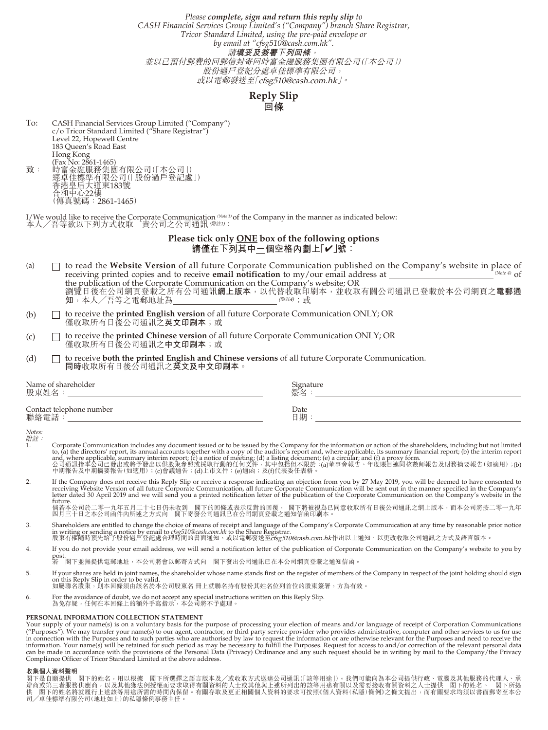*Please **complete, sign and return this reply slip** to*
*CASH Financial Services Group Limited's ("Company") branch Share Registrar,*
*Tricor Standard Limited, using the pre-paid envelope or*
*by email at "cfsg510@cash.com.hk".*
***請填妥及簽署下列回條**，*
*並以已預付郵費的回郵信封寄回時富金融服務集團有限公司(「本公司」)*
*股份過戶登記分處卓佳標準有限公司，*
*或以電郵發送至「cfsg510@cash.com.hk」。*

# Reply Slip
# 回條

To: CASH Financial Services Group Limited ("Company")
c/o Tricor Standard Limited ("Share Registrar")
Level 22, Hopewell Centre
183 Queen's Road East
Hong Kong
(Fax No: 2861-1465)

致： 時富金融服務集團有限公司(「本公司」)
經卓佳標準有限公司(「股份過戶登記處」)
香港皇后大道東183號
合和中心22樓
(傳真號碼：2861-1465)

I/We would like to receive the Corporate Communication (Note 1) of the Company in the manner as indicated below:
本人／吾等欲以下列方式收取　貴公司之公司通訊(附註1)：

**Please tick only ONE box of the following options**
**請僅在下列其中一個空格內劃上「✔」號：**

(a) ☐ to read the **Website Version** of all future Corporate Communication published on the Company's website in place of receiving printed copies and to receive **email notification** to my/our email address at ______________ (Note 4) of the publication of the Corporate Communication on the Company's website; OR
瀏覽日後在公司網頁登載之所有公司通訊**網上版本**，以代替收取印刷本，並收取有關公司通訊已登載於本公司網頁之**電郵通知**，本人／吾等之電郵地址為______________(附註4)；或

(b) ☐ to receive the **printed English version** of all future Corporate Communication ONLY; OR
僅收取所有日後公司通訊之**英文印刷本**；或

(c) ☐ to receive the **printed Chinese version** of all future Corporate Communication ONLY; OR
僅收取所有日後公司通訊之**中文印刷本**；或

(d) ☐ to receive **both the printed English and Chinese versions** of all future Corporate Communication.
**同時**收取所有日後公司通訊之**英文及中文印刷本**。

Name of shareholder
股東姓名：______________

Signature
簽名：______________

Contact telephone number
聯絡電話：______________

Date
日期：______________

*Notes:*
*附註：*

1. Corporate Communication includes any document issued or to be issued by the Company for the information or action of the shareholders, including but not limited to, (a) the directors' report, its annual accounts together with a copy of the auditor's report and, where applicable, its summary financial report; (b) the interim report and, where applicable, summary interim report; (c) a notice of meeting; (d) a listing document; (e) a circular; and (f) a proxy form.
公司通訊指本公司已發出或將予發出以供股東參照或採取行動的任何文件，其中包括但不限於：(a)董事會報告、年度賬目連同核數師報告及財務摘要報告(如適用)；(b)中期報告及中期摘要報告(如適用)；(c)會議通告；(d)上市文件；(e)通函；及(f)代表委任表格。

2. If the Company does not receive this Reply Slip or receive a response indicating an objection from you by 27 May 2019, you will be deemed to have consented to receiving Website Version of all future Corporate Communication, all future Corporate Communication will be sent out in the manner specified in the Company's letter dated 30 April 2019 and we will send you a printed notification letter of the publication of the Corporate Communication on the Company's website in the future.
倘若本公司於二零一九年五月二十七日仍未收到　閣下的回條或表示反對的回覆，　閣下將被視為已同意收取所有日後公司通訊之網上版本，而本公司將按二零一九年四月三十日之本公司函件內所述之方式向　閣下寄發公司通訊已在公司網頁登載之通知信函印刷本。

3. Shareholders are entitled to change the choice of means of receipt and language of the Company's Corporate Communication at any time by reasonable prior notice in writing or sending a notice by email to *cfsg510@cash.com.hk* to the Share Registrar.
股東有權隨時預先給予股份過戶登記處合理時間的書面通知，或以電郵發送至*cfsg510@cash.com.hk*作出以上通知，以更改收取公司通訊之方式及語言版本。

4. If you do not provide your email address, we will send a notification letter of the publication of Corporate Communication on the Company's website to you by post.
若　閣下並無提供電郵地址，本公司將會以郵寄方式向　閣下發出公司通訊已在本公司網頁登載之通知信函。

5. If your shares are held in joint names, the shareholder whose name stands first on the register of members of the Company in respect of the joint holding should sign on this Reply Slip in order to be valid.
如屬聯名股東，則本回條須由該名於本公司股東名 冊上就聯名持有股份其姓名位列首位的股東簽署，方為有效。

6. For the avoidance of doubt, we do not accept any special instructions written on this Reply Slip.
為免存疑，任何在本回條上的額外手寫指示，本公司將不予處理。

**PERSONAL INFORMATION COLLECTION STATEMENT**

Your supply of your name(s) is on a voluntary basis for the purpose of processing your election of means and/or language of receipt of Corporation Communications ("Purposes"). We may transfer your name(s) to our agent, contractor, or third party service provider who provides administrative, computer and other services to us for use in connection with the Purposes and to such parties who are authorised by law to request the information or are otherwise relevant for the Purposes and need to receive the information. Your name(s) will be retained for such period as may be necessary to fulfill the Purposes. Request for access to and/or correction of the relevant personal data can be made in accordance with the provisions of the Personal Data (Privacy) Ordinance and any such request should be in writing by mail to the Company/the Privacy Compliance Officer of Tricor Standard Limited at the above address.

**收集個人資料聲明**

閣下是自願提供　閣下的姓名，用以根據　閣下所選擇之語言版本及／或收取方式送達公司通訊(「該等用途」)。我們可能向為本公司提供行政、電腦及其他服務的代理人、承辦商或第三者服務供應商，以及其他獲法例授權而要求取得有關資料的人士或其他與上述所列出的該等用途有關以及需要接收有關資料之人士提供　閣下的姓名。　閣下所提供　閣下的姓名將就履行上述該等用途所需的時間內保留。有關存取及更正相關個人資料的要求可按照《個人資料(私隱)條例》之條文提出，而有關要求均須以書面郵寄至本公司／卓佳標準有限公司(地址如上)的私隱條例事務主任。